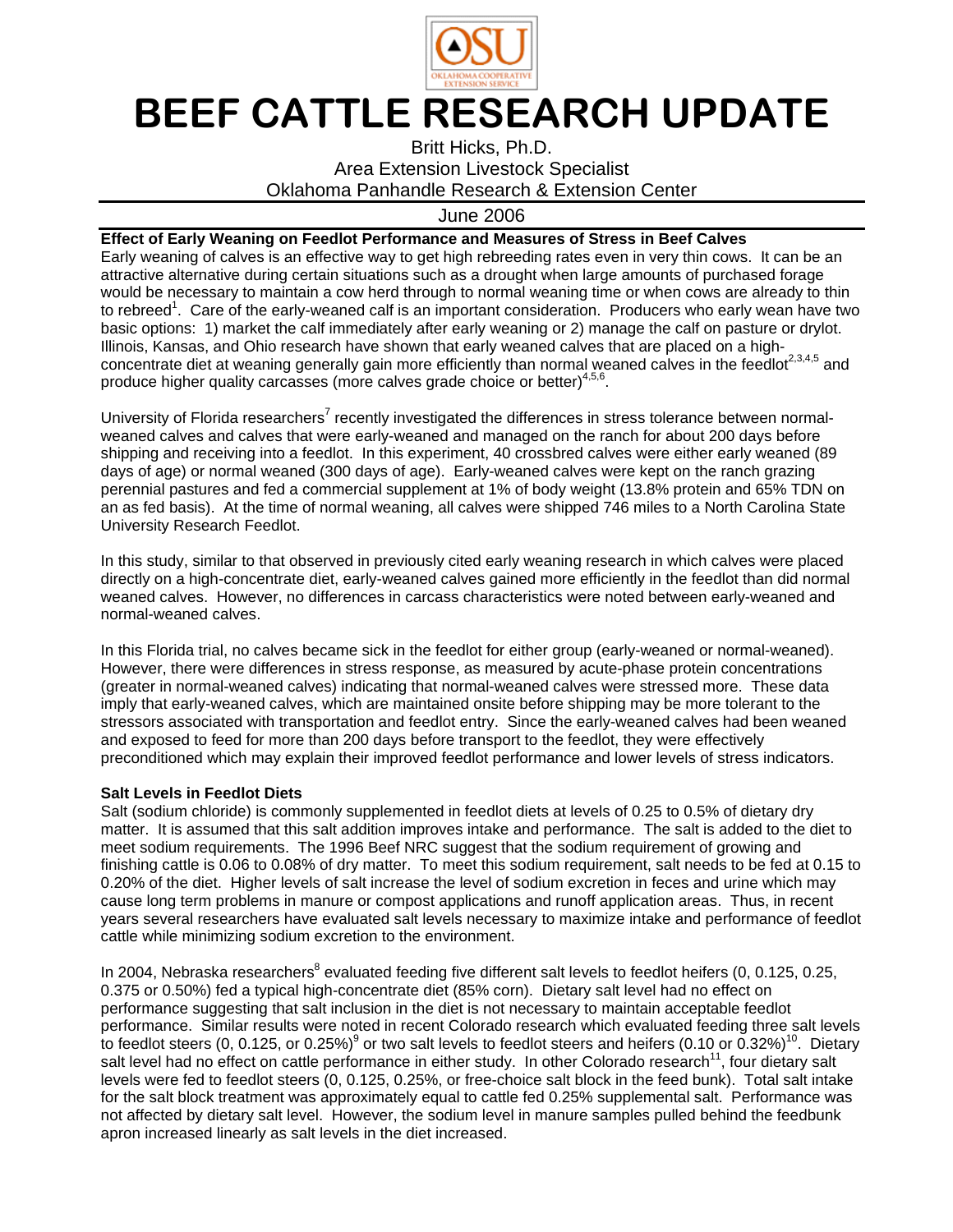# BEEF CATTLE RESEARCH UPDATE

Britt Hicks, Ph.D.
Area Extension Livestock Specialist
Oklahoma Panhandle Research & Extension Center

June 2006

**Effect of Early Weaning on Feedlot Performance and Measures of Stress in Beef Calves**

Early weaning of calves is an effective way to get high rebreeding rates even in very thin cows. It can be an attractive alternative during certain situations such as a drought when large amounts of purchased forage would be necessary to maintain a cow herd through to normal weaning time or when cows are already to thin to rebreed[1]. Care of the early-weaned calf is an important consideration. Producers who early wean have two basic options: 1) market the calf immediately after early weaning or 2) manage the calf on pasture or drylot. Illinois, Kansas, and Ohio research have shown that early weaned calves that are placed on a high-concentrate diet at weaning generally gain more efficiently than normal weaned calves in the feedlot[2,3,4,5] and produce higher quality carcasses (more calves grade choice or better)[4,5,6].

University of Florida researchers[7] recently investigated the differences in stress tolerance between normal-weaned calves and calves that were early-weaned and managed on the ranch for about 200 days before shipping and receiving into a feedlot. In this experiment, 40 crossbred calves were either early weaned (89 days of age) or normal weaned (300 days of age). Early-weaned calves were kept on the ranch grazing perennial pastures and fed a commercial supplement at 1% of body weight (13.8% protein and 65% TDN on an as fed basis). At the time of normal weaning, all calves were shipped 746 miles to a North Carolina State University Research Feedlot.

In this study, similar to that observed in previously cited early weaning research in which calves were placed directly on a high-concentrate diet, early-weaned calves gained more efficiently in the feedlot than did normal weaned calves. However, no differences in carcass characteristics were noted between early-weaned and normal-weaned calves.

In this Florida trial, no calves became sick in the feedlot for either group (early-weaned or normal-weaned). However, there were differences in stress response, as measured by acute-phase protein concentrations (greater in normal-weaned calves) indicating that normal-weaned calves were stressed more. These data imply that early-weaned calves, which are maintained onsite before shipping may be more tolerant to the stressors associated with transportation and feedlot entry. Since the early-weaned calves had been weaned and exposed to feed for more than 200 days before transport to the feedlot, they were effectively preconditioned which may explain their improved feedlot performance and lower levels of stress indicators.

**Salt Levels in Feedlot Diets**

Salt (sodium chloride) is commonly supplemented in feedlot diets at levels of 0.25 to 0.5% of dietary dry matter. It is assumed that this salt addition improves intake and performance. The salt is added to the diet to meet sodium requirements. The 1996 Beef NRC suggest that the sodium requirement of growing and finishing cattle is 0.06 to 0.08% of dry matter. To meet this sodium requirement, salt needs to be fed at 0.15 to 0.20% of the diet. Higher levels of salt increase the level of sodium excretion in feces and urine which may cause long term problems in manure or compost applications and runoff application areas. Thus, in recent years several researchers have evaluated salt levels necessary to maximize intake and performance of feedlot cattle while minimizing sodium excretion to the environment.

In 2004, Nebraska researchers[8] evaluated feeding five different salt levels to feedlot heifers (0, 0.125, 0.25, 0.375 or 0.50%) fed a typical high-concentrate diet (85% corn). Dietary salt level had no effect on performance suggesting that salt inclusion in the diet is not necessary to maintain acceptable feedlot performance. Similar results were noted in recent Colorado research which evaluated feeding three salt levels to feedlot steers (0, 0.125, or 0.25%)[9] or two salt levels to feedlot steers and heifers (0.10 or 0.32%)[10]. Dietary salt level had no effect on cattle performance in either study. In other Colorado research[11], four dietary salt levels were fed to feedlot steers (0, 0.125, 0.25%, or free-choice salt block in the feed bunk). Total salt intake for the salt block treatment was approximately equal to cattle fed 0.25% supplemental salt. Performance was not affected by dietary salt level. However, the sodium level in manure samples pulled behind the feedbunk apron increased linearly as salt levels in the diet increased.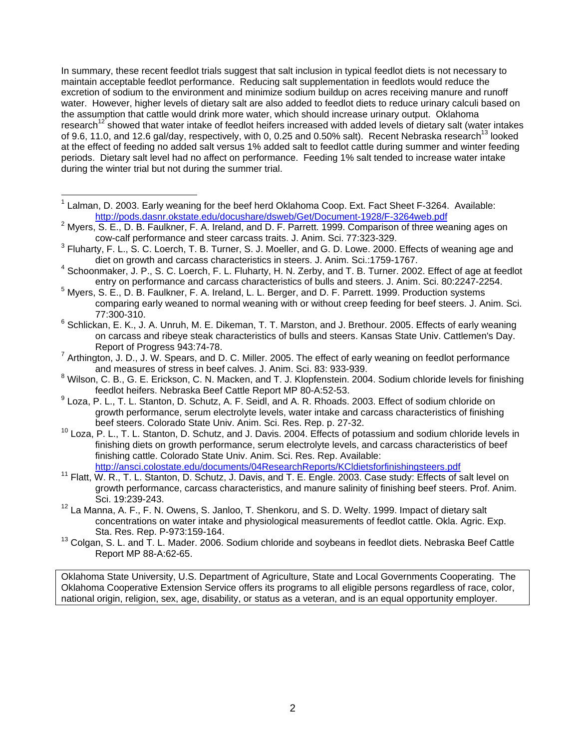In summary, these recent feedlot trials suggest that salt inclusion in typical feedlot diets is not necessary to maintain acceptable feedlot performance. Reducing salt supplementation in feedlots would reduce the excretion of sodium to the environment and minimize sodium buildup on acres receiving manure and runoff water. However, higher levels of dietary salt are also added to feedlot diets to reduce urinary calculi based on the assumption that cattle would drink more water, which should increase urinary output. Oklahoma research[12] showed that water intake of feedlot heifers increased with added levels of dietary salt (water intakes of 9.6, 11.0, and 12.6 gal/day, respectively, with 0, 0.25 and 0.50% salt). Recent Nebraska research[13] looked at the effect of feeding no added salt versus 1% added salt to feedlot cattle during summer and winter feeding periods. Dietary salt level had no affect on performance. Feeding 1% salt tended to increase water intake during the winter trial but not during the summer trial.

---

[1] Lalman, D. 2003. Early weaning for the beef herd Oklahoma Coop. Ext. Fact Sheet F-3264. Available: http://pods.dasnr.okstate.edu/docushare/dsweb/Get/Document-1928/F-3264web.pdf

[2] Myers, S. E., D. B. Faulkner, F. A. Ireland, and D. F. Parrett. 1999. Comparison of three weaning ages on cow-calf performance and steer carcass traits. J. Anim. Sci. 77:323-329.

[3] Fluharty, F. L., S. C. Loerch, T. B. Turner, S. J. Moeller, and G. D. Lowe. 2000. Effects of weaning age and diet on growth and carcass characteristics in steers. J. Anim. Sci.:1759-1767.

[4] Schoonmaker, J. P., S. C. Loerch, F. L. Fluharty, H. N. Zerby, and T. B. Turner. 2002. Effect of age at feedlot entry on performance and carcass characteristics of bulls and steers. J. Anim. Sci. 80:2247-2254.

[5] Myers, S. E., D. B. Faulkner, F. A. Ireland, L. L. Berger, and D. F. Parrett. 1999. Production systems comparing early weaned to normal weaning with or without creep feeding for beef steers. J. Anim. Sci. 77:300-310.

[6] Schlickan, E. K., J. A. Unruh, M. E. Dikeman, T. T. Marston, and J. Brethour. 2005. Effects of early weaning on carcass and ribeye steak characteristics of bulls and steers. Kansas State Univ. Cattlemen's Day. Report of Progress 943:74-78.

[7] Arthington, J. D., J. W. Spears, and D. C. Miller. 2005. The effect of early weaning on feedlot performance and measures of stress in beef calves. J. Anim. Sci. 83: 933-939.

[8] Wilson, C. B., G. E. Erickson, C. N. Macken, and T. J. Klopfenstein. 2004. Sodium chloride levels for finishing feedlot heifers. Nebraska Beef Cattle Report MP 80-A:52-53.

[9] Loza, P. L., T. L. Stanton, D. Schutz, A. F. Seidl, and A. R. Rhoads. 2003. Effect of sodium chloride on growth performance, serum electrolyte levels, water intake and carcass characteristics of finishing beef steers. Colorado State Univ. Anim. Sci. Res. Rep. p. 27-32.

[10] Loza, P. L., T. L. Stanton, D. Schutz, and J. Davis. 2004. Effects of potassium and sodium chloride levels in finishing diets on growth performance, serum electrolyte levels, and carcass characteristics of beef finishing cattle. Colorado State Univ. Anim. Sci. Res. Rep. Available: http://ansci.colostate.edu/documents/04ResearchReports/KCldietsforfinishingsteers.pdf

[11] Flatt, W. R., T. L. Stanton, D. Schutz, J. Davis, and T. E. Engle. 2003. Case study: Effects of salt level on growth performance, carcass characteristics, and manure salinity of finishing beef steers. Prof. Anim. Sci. 19:239-243.

[12] La Manna, A. F., F. N. Owens, S. Janloo, T. Shenkoru, and S. D. Welty. 1999. Impact of dietary salt concentrations on water intake and physiological measurements of feedlot cattle. Okla. Agric. Exp. Sta. Res. Rep. P-973:159-164.

[13] Colgan, S. L. and T. L. Mader. 2006. Sodium chloride and soybeans in feedlot diets. Nebraska Beef Cattle Report MP 88-A:62-65.

Oklahoma State University, U.S. Department of Agriculture, State and Local Governments Cooperating. The Oklahoma Cooperative Extension Service offers its programs to all eligible persons regardless of race, color, national origin, religion, sex, age, disability, or status as a veteran, and is an equal opportunity employer.